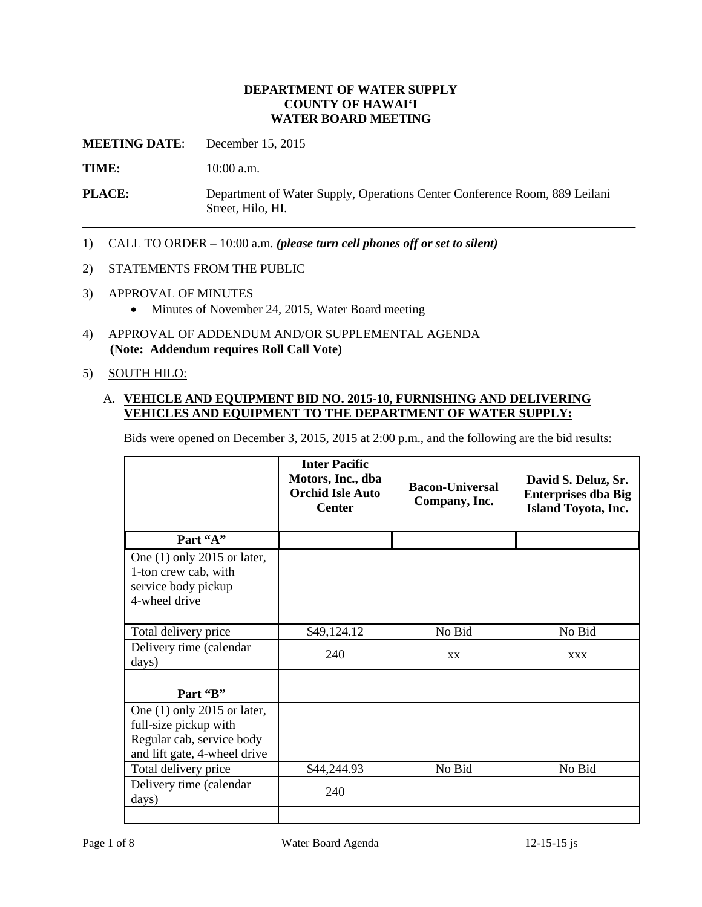**DEPARTMENT OF WATER SUPPLY**
**COUNTY OF HAWAIʻI**
**WATER BOARD MEETING**

**MEETING DATE**: December 15, 2015

**TIME:** 10:00 a.m.

**PLACE:** Department of Water Supply, Operations Center Conference Room, 889 Leilani Street, Hilo, HI.

---

1) CALL TO ORDER – 10:00 a.m. ***(please turn cell phones off or set to silent)***

2) STATEMENTS FROM THE PUBLIC

3) APPROVAL OF MINUTES
   - Minutes of November 24, 2015, Water Board meeting

4) APPROVAL OF ADDENDUM AND/OR SUPPLEMENTAL AGENDA
   **(Note: Addendum requires Roll Call Vote)**

5) SOUTH HILO:

   A. **VEHICLE AND EQUIPMENT BID NO. 2015-10, FURNISHING AND DELIVERING VEHICLES AND EQUIPMENT TO THE DEPARTMENT OF WATER SUPPLY:**

   Bids were opened on December 3, 2015, 2015 at 2:00 p.m., and the following are the bid results:

| | **Inter Pacific Motors, Inc., dba Orchid Isle Auto Center** | **Bacon-Universal Company, Inc.** | **David S. Deluz, Sr. Enterprises dba Big Island Toyota, Inc.** |
|---|---|---|---|
| **Part "A"** | | | |
| One (1) only 2015 or later, 1-ton crew cab, with service body pickup 4-wheel drive | | | |
| Total delivery price | $49,124.12 | No Bid | No Bid |
| Delivery time (calendar days) | 240 | xx | xxx |
| | | | |
| **Part "B"** | | | |
| One (1) only 2015 or later, full-size pickup with Regular cab, service body and lift gate, 4-wheel drive | | | |
| Total delivery price | $44,244.93 | No Bid | No Bid |
| Delivery time (calendar days) | 240 | | |
| | | | |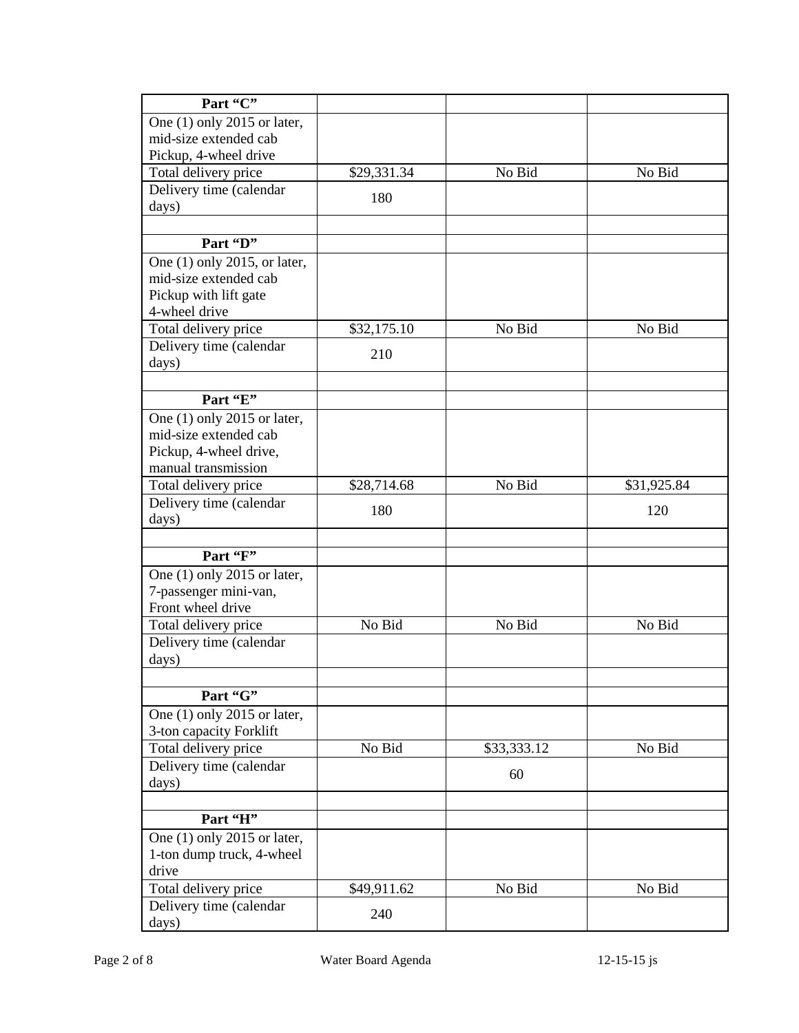| | | | |
|---|---|---|---|
| **Part "C"** | | | |
| One (1) only 2015 or later, mid-size extended cab Pickup, 4-wheel drive | | | |
| Total delivery price | $29,331.34 | No Bid | No Bid |
| Delivery time (calendar days) | 180 | | |
| | | | |
| **Part "D"** | | | |
| One (1) only 2015, or later, mid-size extended cab Pickup with lift gate 4-wheel drive | | | |
| Total delivery price | $32,175.10 | No Bid | No Bid |
| Delivery time (calendar days) | 210 | | |
| | | | |
| **Part "E"** | | | |
| One (1) only 2015 or later, mid-size extended cab Pickup, 4-wheel drive, manual transmission | | | |
| Total delivery price | $28,714.68 | No Bid | $31,925.84 |
| Delivery time (calendar days) | 180 | | 120 |
| | | | |
| **Part "F"** | | | |
| One (1) only 2015 or later, 7-passenger mini-van, Front wheel drive | | | |
| Total delivery price | No Bid | No Bid | No Bid |
| Delivery time (calendar days) | | | |
| | | | |
| **Part "G"** | | | |
| One (1) only 2015 or later, 3-ton capacity Forklift | | | |
| Total delivery price | No Bid | $33,333.12 | No Bid |
| Delivery time (calendar days) | | 60 | |
| | | | |
| **Part "H"** | | | |
| One (1) only 2015 or later, 1-ton dump truck, 4-wheel drive | | | |
| Total delivery price | $49,911.62 | No Bid | No Bid |
| Delivery time (calendar days) | 240 | | |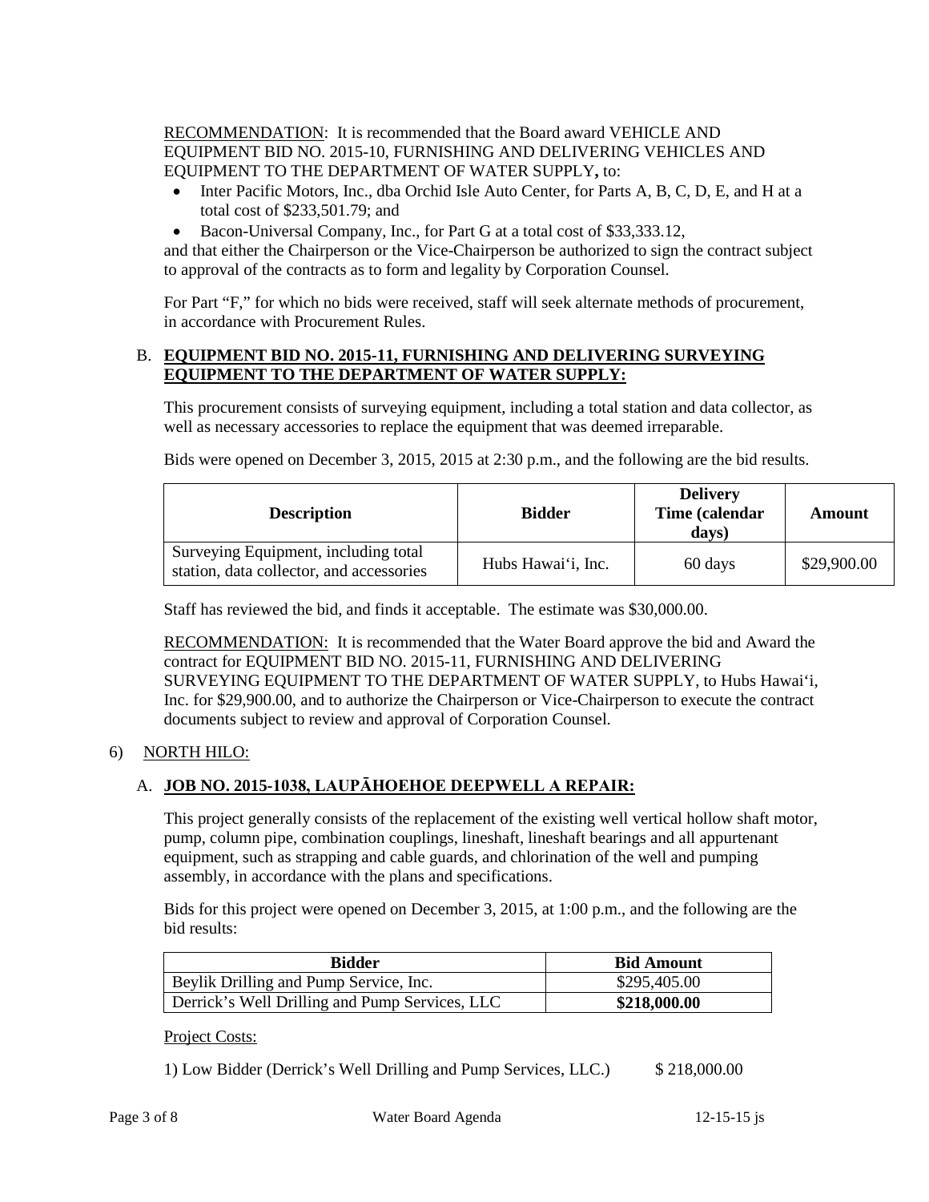RECOMMENDATION: It is recommended that the Board award VEHICLE AND EQUIPMENT BID NO. 2015-10, FURNISHING AND DELIVERING VEHICLES AND EQUIPMENT TO THE DEPARTMENT OF WATER SUPPLY**,** to:

- Inter Pacific Motors, Inc., dba Orchid Isle Auto Center, for Parts A, B, C, D, E, and H at a total cost of $233,501.79; and
- Bacon-Universal Company, Inc., for Part G at a total cost of $33,333.12,

and that either the Chairperson or the Vice-Chairperson be authorized to sign the contract subject to approval of the contracts as to form and legality by Corporation Counsel.

For Part "F," for which no bids were received, staff will seek alternate methods of procurement, in accordance with Procurement Rules.

B. **EQUIPMENT BID NO. 2015-11, FURNISHING AND DELIVERING SURVEYING EQUIPMENT TO THE DEPARTMENT OF WATER SUPPLY:**

This procurement consists of surveying equipment, including a total station and data collector, as well as necessary accessories to replace the equipment that was deemed irreparable.

Bids were opened on December 3, 2015, 2015 at 2:30 p.m., and the following are the bid results.

| Description | Bidder | Delivery Time (calendar days) | Amount |
|---|---|---|---|
| Surveying Equipment, including total station, data collector, and accessories | Hubs Hawai'i, Inc. | 60 days | $29,900.00 |

Staff has reviewed the bid, and finds it acceptable. The estimate was $30,000.00.

RECOMMENDATION: It is recommended that the Water Board approve the bid and Award the contract for EQUIPMENT BID NO. 2015-11, FURNISHING AND DELIVERING SURVEYING EQUIPMENT TO THE DEPARTMENT OF WATER SUPPLY, to Hubs Hawai'i, Inc. for $29,900.00, and to authorize the Chairperson or Vice-Chairperson to execute the contract documents subject to review and approval of Corporation Counsel.

6) NORTH HILO:

A. **JOB NO. 2015-1038, LAUPĀHOEHOE DEEPWELL A REPAIR:**

This project generally consists of the replacement of the existing well vertical hollow shaft motor, pump, column pipe, combination couplings, lineshaft, lineshaft bearings and all appurtenant equipment, such as strapping and cable guards, and chlorination of the well and pumping assembly, in accordance with the plans and specifications.

Bids for this project were opened on December 3, 2015, at 1:00 p.m., and the following are the bid results:

| Bidder | Bid Amount |
|---|---|
| Beylik Drilling and Pump Service, Inc. | $295,405.00 |
| Derrick's Well Drilling and Pump Services, LLC | **$218,000.00** |

Project Costs:

1) Low Bidder (Derrick's Well Drilling and Pump Services, LLC.) $ 218,000.00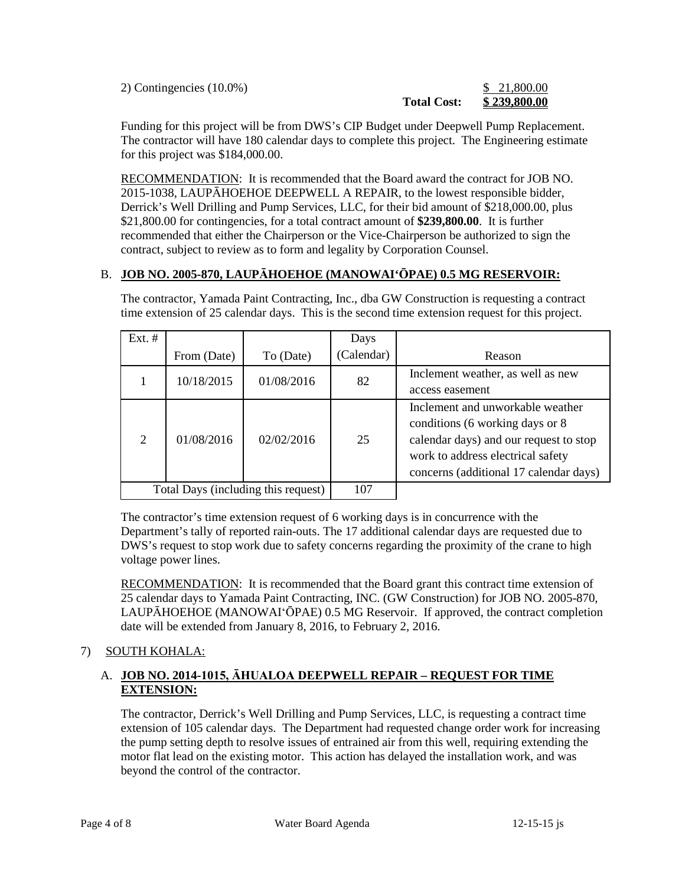2) Contingencies (10.0%) $ 21,800.00

**Total Cost: $ 239,800.00**

Funding for this project will be from DWS's CIP Budget under Deepwell Pump Replacement. The contractor will have 180 calendar days to complete this project. The Engineering estimate for this project was $184,000.00.

RECOMMENDATION: It is recommended that the Board award the contract for JOB NO. 2015-1038, LAUPĀHOEHOE DEEPWELL A REPAIR, to the lowest responsible bidder, Derrick's Well Drilling and Pump Services, LLC, for their bid amount of $218,000.00, plus $21,800.00 for contingencies, for a total contract amount of **$239,800.00**. It is further recommended that either the Chairperson or the Vice-Chairperson be authorized to sign the contract, subject to review as to form and legality by Corporation Counsel.

B. **JOB NO. 2005-870, LAUPĀHOEHOE (MANOWAIʻŌPAE) 0.5 MG RESERVOIR:**

The contractor, Yamada Paint Contracting, Inc., dba GW Construction is requesting a contract time extension of 25 calendar days. This is the second time extension request for this project.

| Ext. # | From (Date) | To (Date) | Days (Calendar) | Reason |
|---|---|---|---|---|
| 1 | 10/18/2015 | 01/08/2016 | 82 | Inclement weather, as well as new access easement |
| 2 | 01/08/2016 | 02/02/2016 | 25 | Inclement and unworkable weather conditions (6 working days or 8 calendar days) and our request to stop work to address electrical safety concerns (additional 17 calendar days) |
| Total Days (including this request) | | | 107 | |

The contractor's time extension request of 6 working days is in concurrence with the Department's tally of reported rain-outs. The 17 additional calendar days are requested due to DWS's request to stop work due to safety concerns regarding the proximity of the crane to high voltage power lines.

RECOMMENDATION: It is recommended that the Board grant this contract time extension of 25 calendar days to Yamada Paint Contracting, INC. (GW Construction) for JOB NO. 2005-870, LAUPĀHOEHOE (MANOWAIʻŌPAE) 0.5 MG Reservoir. If approved, the contract completion date will be extended from January 8, 2016, to February 2, 2016.

7) SOUTH KOHALA:

A. **JOB NO. 2014-1015, ĀHUALOA DEEPWELL REPAIR – REQUEST FOR TIME EXTENSION:**

The contractor, Derrick's Well Drilling and Pump Services, LLC, is requesting a contract time extension of 105 calendar days. The Department had requested change order work for increasing the pump setting depth to resolve issues of entrained air from this well, requiring extending the motor flat lead on the existing motor. This action has delayed the installation work, and was beyond the control of the contractor.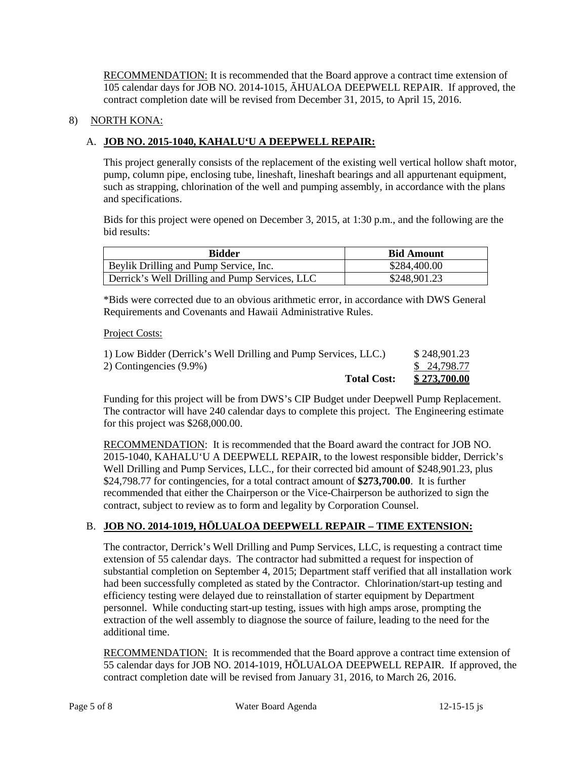RECOMMENDATION: It is recommended that the Board approve a contract time extension of 105 calendar days for JOB NO. 2014-1015, ĀHUALOA DEEPWELL REPAIR. If approved, the contract completion date will be revised from December 31, 2015, to April 15, 2016.

8) NORTH KONA:

A. **JOB NO. 2015-1040, KAHALUʻU A DEEPWELL REPAIR:**

This project generally consists of the replacement of the existing well vertical hollow shaft motor, pump, column pipe, enclosing tube, lineshaft, lineshaft bearings and all appurtenant equipment, such as strapping, chlorination of the well and pumping assembly, in accordance with the plans and specifications.

Bids for this project were opened on December 3, 2015, at 1:30 p.m., and the following are the bid results:

| Bidder | Bid Amount |
|---|---|
| Beylik Drilling and Pump Service, Inc. | $284,400.00 |
| Derrick's Well Drilling and Pump Services, LLC | $248,901.23 |

*Bids were corrected due to an obvious arithmetic error, in accordance with DWS General Requirements and Covenants and Hawaii Administrative Rules.

Project Costs:

| | |
|---|---|
| 1) Low Bidder (Derrick's Well Drilling and Pump Services, LLC.) | $ 248,901.23 |
| 2) Contingencies (9.9%) | $ 24,798.77 |
| **Total Cost:** | **$ 273,700.00** |

Funding for this project will be from DWS's CIP Budget under Deepwell Pump Replacement. The contractor will have 240 calendar days to complete this project. The Engineering estimate for this project was $268,000.00.

RECOMMENDATION: It is recommended that the Board award the contract for JOB NO. 2015-1040, KAHALUʻU A DEEPWELL REPAIR, to the lowest responsible bidder, Derrick's Well Drilling and Pump Services, LLC., for their corrected bid amount of $248,901.23, plus $24,798.77 for contingencies, for a total contract amount of **$273,700.00**. It is further recommended that either the Chairperson or the Vice-Chairperson be authorized to sign the contract, subject to review as to form and legality by Corporation Counsel.

B. **JOB NO. 2014-1019, HŌLUALOA DEEPWELL REPAIR – TIME EXTENSION:**

The contractor, Derrick's Well Drilling and Pump Services, LLC, is requesting a contract time extension of 55 calendar days. The contractor had submitted a request for inspection of substantial completion on September 4, 2015; Department staff verified that all installation work had been successfully completed as stated by the Contractor. Chlorination/start-up testing and efficiency testing were delayed due to reinstallation of starter equipment by Department personnel. While conducting start-up testing, issues with high amps arose, prompting the extraction of the well assembly to diagnose the source of failure, leading to the need for the additional time.

RECOMMENDATION: It is recommended that the Board approve a contract time extension of 55 calendar days for JOB NO. 2014-1019, HŌLUALOA DEEPWELL REPAIR. If approved, the contract completion date will be revised from January 31, 2016, to March 26, 2016.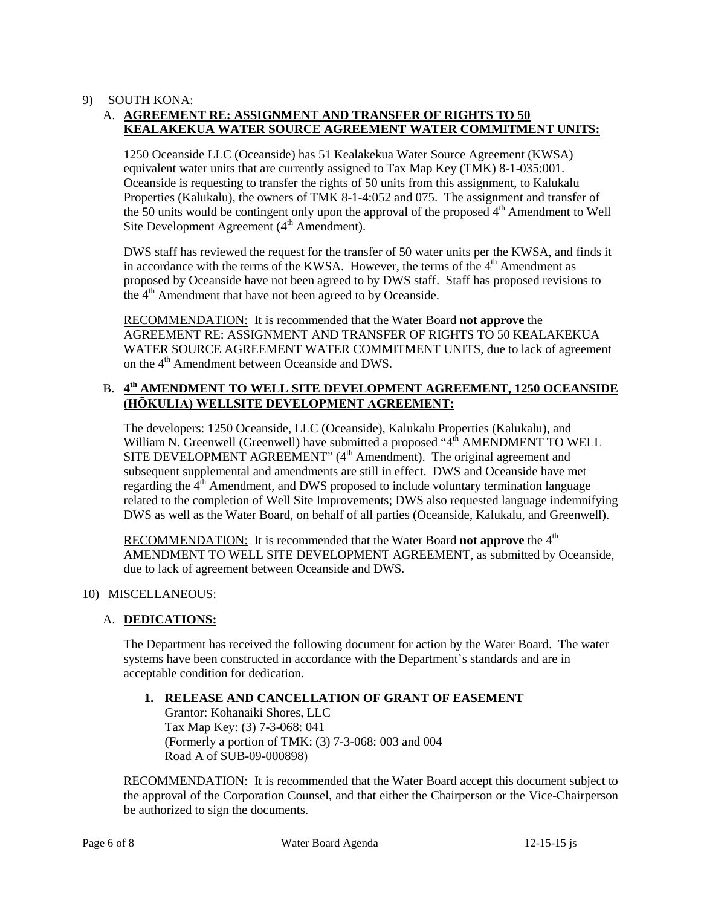9) SOUTH KONA:

A. **AGREEMENT RE: ASSIGNMENT AND TRANSFER OF RIGHTS TO 50 KEALAKEKUA WATER SOURCE AGREEMENT WATER COMMITMENT UNITS:**

1250 Oceanside LLC (Oceanside) has 51 Kealakekua Water Source Agreement (KWSA) equivalent water units that are currently assigned to Tax Map Key (TMK) 8-1-035:001. Oceanside is requesting to transfer the rights of 50 units from this assignment, to Kalukalu Properties (Kalukalu), the owners of TMK 8-1-4:052 and 075. The assignment and transfer of the 50 units would be contingent only upon the approval of the proposed 4th Amendment to Well Site Development Agreement (4th Amendment).

DWS staff has reviewed the request for the transfer of 50 water units per the KWSA, and finds it in accordance with the terms of the KWSA. However, the terms of the 4th Amendment as proposed by Oceanside have not been agreed to by DWS staff. Staff has proposed revisions to the 4th Amendment that have not been agreed to by Oceanside.

RECOMMENDATION: It is recommended that the Water Board **not approve** the AGREEMENT RE: ASSIGNMENT AND TRANSFER OF RIGHTS TO 50 KEALAKEKUA WATER SOURCE AGREEMENT WATER COMMITMENT UNITS, due to lack of agreement on the 4th Amendment between Oceanside and DWS.

B. **4th AMENDMENT TO WELL SITE DEVELOPMENT AGREEMENT, 1250 OCEANSIDE (HŌKULIA) WELLSITE DEVELOPMENT AGREEMENT:**

The developers: 1250 Oceanside, LLC (Oceanside), Kalukalu Properties (Kalukalu), and William N. Greenwell (Greenwell) have submitted a proposed "4th AMENDMENT TO WELL SITE DEVELOPMENT AGREEMENT" (4th Amendment). The original agreement and subsequent supplemental and amendments are still in effect. DWS and Oceanside have met regarding the 4th Amendment, and DWS proposed to include voluntary termination language related to the completion of Well Site Improvements; DWS also requested language indemnifying DWS as well as the Water Board, on behalf of all parties (Oceanside, Kalukalu, and Greenwell).

RECOMMENDATION: It is recommended that the Water Board **not approve** the 4th AMENDMENT TO WELL SITE DEVELOPMENT AGREEMENT, as submitted by Oceanside, due to lack of agreement between Oceanside and DWS.

10) MISCELLANEOUS:

A. **DEDICATIONS:**

The Department has received the following document for action by the Water Board. The water systems have been constructed in accordance with the Department's standards and are in acceptable condition for dedication.

1. **RELEASE AND CANCELLATION OF GRANT OF EASEMENT**
   Grantor: Kohanaiki Shores, LLC
   Tax Map Key: (3) 7-3-068: 041
   (Formerly a portion of TMK: (3) 7-3-068: 003 and 004
   Road A of SUB-09-000898)

RECOMMENDATION: It is recommended that the Water Board accept this document subject to the approval of the Corporation Counsel, and that either the Chairperson or the Vice-Chairperson be authorized to sign the documents.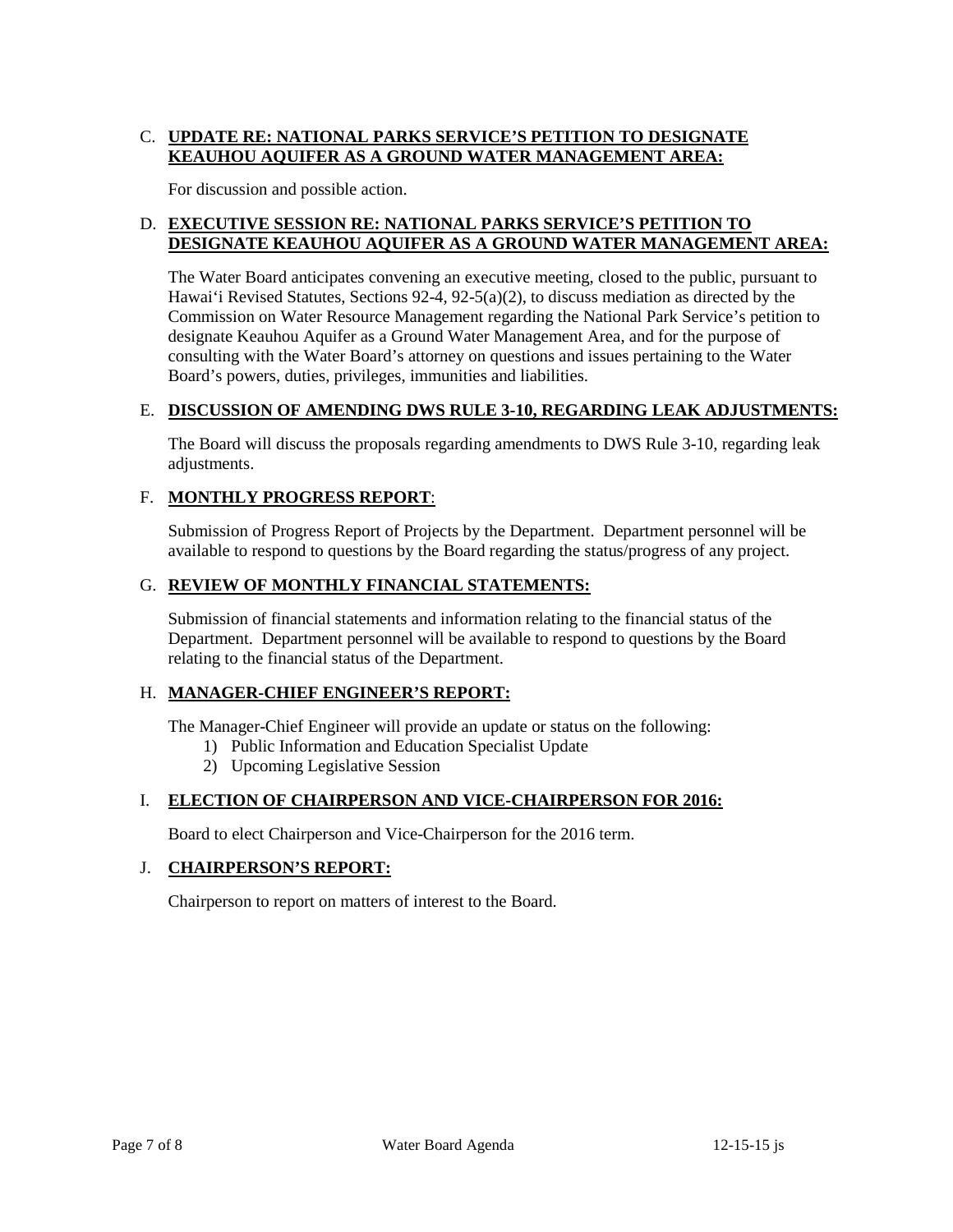C. **UPDATE RE: NATIONAL PARKS SERVICE'S PETITION TO DESIGNATE KEAUHOU AQUIFER AS A GROUND WATER MANAGEMENT AREA:**

For discussion and possible action.

D. **EXECUTIVE SESSION RE: NATIONAL PARKS SERVICE'S PETITION TO DESIGNATE KEAUHOU AQUIFER AS A GROUND WATER MANAGEMENT AREA:**

The Water Board anticipates convening an executive meeting, closed to the public, pursuant to Hawai'i Revised Statutes, Sections 92-4, 92-5(a)(2), to discuss mediation as directed by the Commission on Water Resource Management regarding the National Park Service's petition to designate Keauhou Aquifer as a Ground Water Management Area, and for the purpose of consulting with the Water Board's attorney on questions and issues pertaining to the Water Board's powers, duties, privileges, immunities and liabilities.

E. **DISCUSSION OF AMENDING DWS RULE 3-10, REGARDING LEAK ADJUSTMENTS:**

The Board will discuss the proposals regarding amendments to DWS Rule 3-10, regarding leak adjustments.

F. **MONTHLY PROGRESS REPORT**:

Submission of Progress Report of Projects by the Department. Department personnel will be available to respond to questions by the Board regarding the status/progress of any project.

G. **REVIEW OF MONTHLY FINANCIAL STATEMENTS:**

Submission of financial statements and information relating to the financial status of the Department. Department personnel will be available to respond to questions by the Board relating to the financial status of the Department.

H. **MANAGER-CHIEF ENGINEER'S REPORT:**

The Manager-Chief Engineer will provide an update or status on the following:

1) Public Information and Education Specialist Update
2) Upcoming Legislative Session

I. **ELECTION OF CHAIRPERSON AND VICE-CHAIRPERSON FOR 2016:**

Board to elect Chairperson and Vice-Chairperson for the 2016 term.

J. **CHAIRPERSON'S REPORT:**

Chairperson to report on matters of interest to the Board.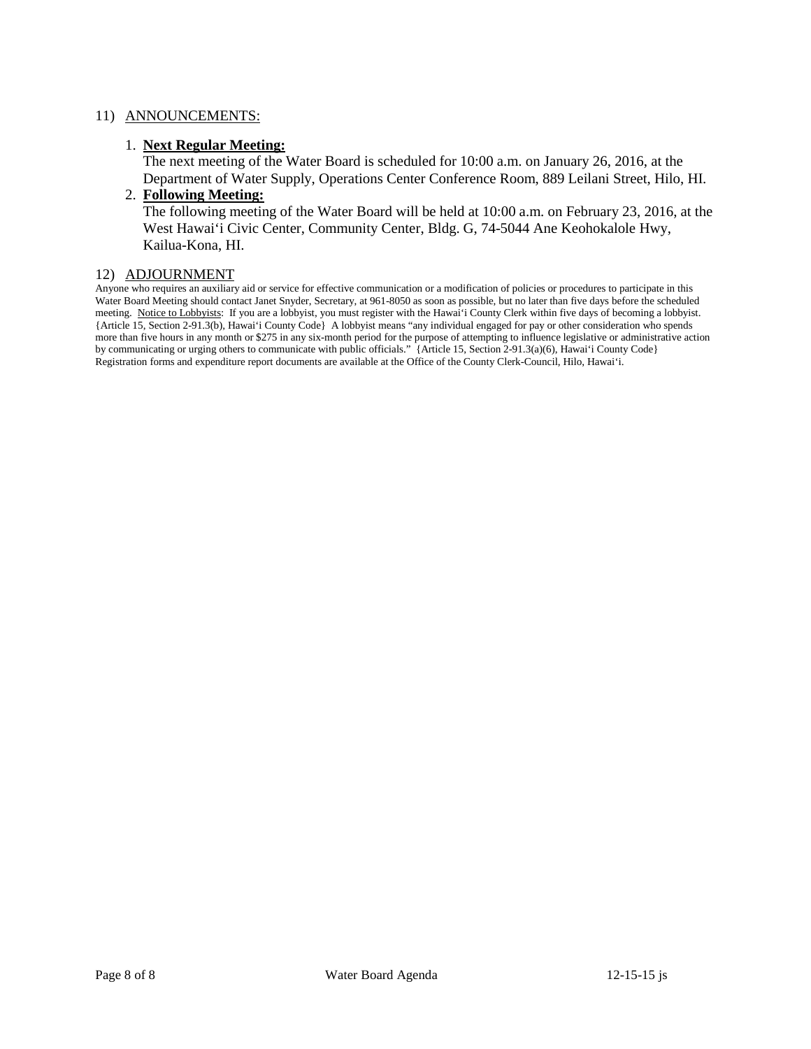11) ANNOUNCEMENTS:

1. **Next Regular Meeting:**
   The next meeting of the Water Board is scheduled for 10:00 a.m. on January 26, 2016, at the Department of Water Supply, Operations Center Conference Room, 889 Leilani Street, Hilo, HI.
2. **Following Meeting:**
   The following meeting of the Water Board will be held at 10:00 a.m. on February 23, 2016, at the West Hawai'i Civic Center, Community Center, Bldg. G, 74-5044 Ane Keohokalole Hwy, Kailua-Kona, HI.

12) ADJOURNMENT

Anyone who requires an auxiliary aid or service for effective communication or a modification of policies or procedures to participate in this Water Board Meeting should contact Janet Snyder, Secretary, at 961-8050 as soon as possible, but no later than five days before the scheduled meeting. Notice to Lobbyists: If you are a lobbyist, you must register with the Hawai'i County Clerk within five days of becoming a lobbyist. {Article 15, Section 2-91.3(b), Hawai'i County Code} A lobbyist means "any individual engaged for pay or other consideration who spends more than five hours in any month or $275 in any six-month period for the purpose of attempting to influence legislative or administrative action by communicating or urging others to communicate with public officials." {Article 15, Section 2-91.3(a)(6), Hawai'i County Code} Registration forms and expenditure report documents are available at the Office of the County Clerk-Council, Hilo, Hawai'i.